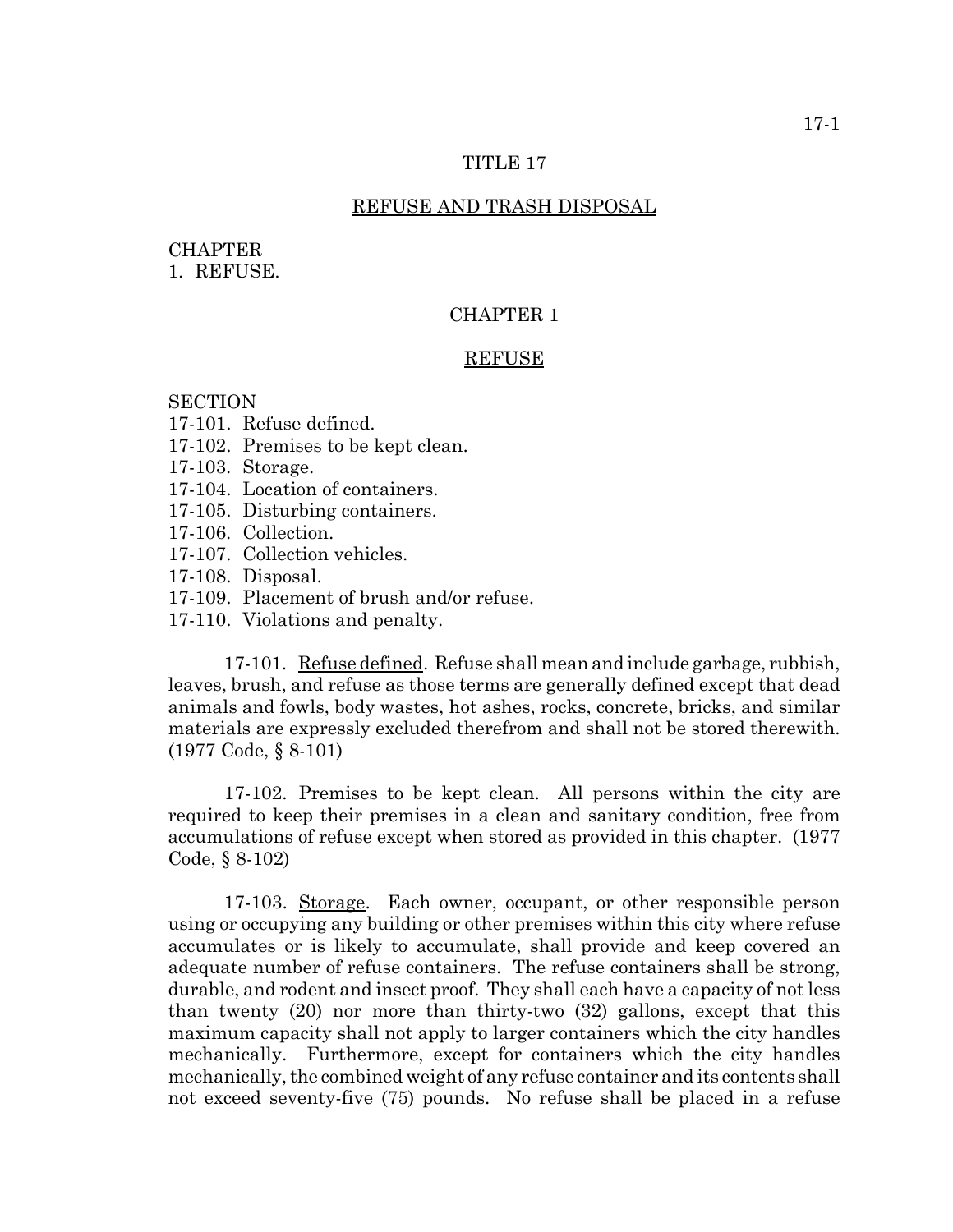# TITLE 17

## REFUSE AND TRASH DISPOSAL

CHAPTER
1. REFUSE.

## CHAPTER 1

## REFUSE

SECTION
17-101. Refuse defined.
17-102. Premises to be kept clean.
17-103. Storage.
17-104. Location of containers.
17-105. Disturbing containers.
17-106. Collection.
17-107. Collection vehicles.
17-108. Disposal.
17-109. Placement of brush and/or refuse.
17-110. Violations and penalty.

17-101. Refuse defined. Refuse shall mean and include garbage, rubbish, leaves, brush, and refuse as those terms are generally defined except that dead animals and fowls, body wastes, hot ashes, rocks, concrete, bricks, and similar materials are expressly excluded therefrom and shall not be stored therewith. (1977 Code, § 8-101)

17-102. Premises to be kept clean. All persons within the city are required to keep their premises in a clean and sanitary condition, free from accumulations of refuse except when stored as provided in this chapter. (1977 Code, § 8-102)

17-103. Storage. Each owner, occupant, or other responsible person using or occupying any building or other premises within this city where refuse accumulates or is likely to accumulate, shall provide and keep covered an adequate number of refuse containers. The refuse containers shall be strong, durable, and rodent and insect proof. They shall each have a capacity of not less than twenty (20) nor more than thirty-two (32) gallons, except that this maximum capacity shall not apply to larger containers which the city handles mechanically. Furthermore, except for containers which the city handles mechanically, the combined weight of any refuse container and its contents shall not exceed seventy-five (75) pounds. No refuse shall be placed in a refuse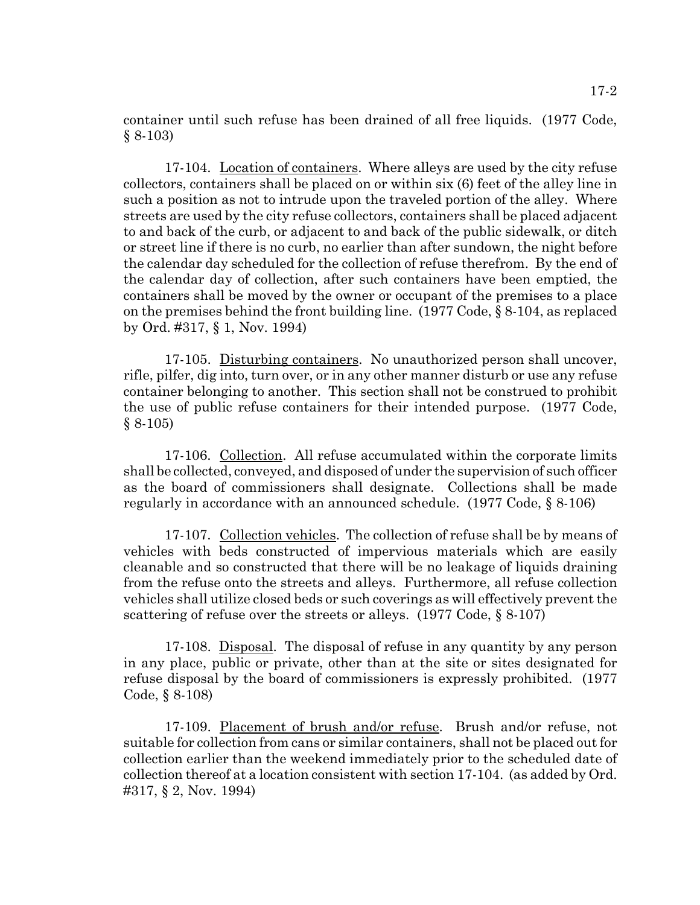container until such refuse has been drained of all free liquids. (1977 Code, § 8-103)

17-104. Location of containers. Where alleys are used by the city refuse collectors, containers shall be placed on or within six (6) feet of the alley line in such a position as not to intrude upon the traveled portion of the alley. Where streets are used by the city refuse collectors, containers shall be placed adjacent to and back of the curb, or adjacent to and back of the public sidewalk, or ditch or street line if there is no curb, no earlier than after sundown, the night before the calendar day scheduled for the collection of refuse therefrom. By the end of the calendar day of collection, after such containers have been emptied, the containers shall be moved by the owner or occupant of the premises to a place on the premises behind the front building line. (1977 Code, § 8-104, as replaced by Ord. #317, § 1, Nov. 1994)

17-105. Disturbing containers. No unauthorized person shall uncover, rifle, pilfer, dig into, turn over, or in any other manner disturb or use any refuse container belonging to another. This section shall not be construed to prohibit the use of public refuse containers for their intended purpose. (1977 Code, § 8-105)

17-106. Collection. All refuse accumulated within the corporate limits shall be collected, conveyed, and disposed of under the supervision of such officer as the board of commissioners shall designate. Collections shall be made regularly in accordance with an announced schedule. (1977 Code, § 8-106)

17-107. Collection vehicles. The collection of refuse shall be by means of vehicles with beds constructed of impervious materials which are easily cleanable and so constructed that there will be no leakage of liquids draining from the refuse onto the streets and alleys. Furthermore, all refuse collection vehicles shall utilize closed beds or such coverings as will effectively prevent the scattering of refuse over the streets or alleys. (1977 Code, § 8-107)

17-108. Disposal. The disposal of refuse in any quantity by any person in any place, public or private, other than at the site or sites designated for refuse disposal by the board of commissioners is expressly prohibited. (1977 Code, § 8-108)

17-109. Placement of brush and/or refuse. Brush and/or refuse, not suitable for collection from cans or similar containers, shall not be placed out for collection earlier than the weekend immediately prior to the scheduled date of collection thereof at a location consistent with section 17-104. (as added by Ord. #317, § 2, Nov. 1994)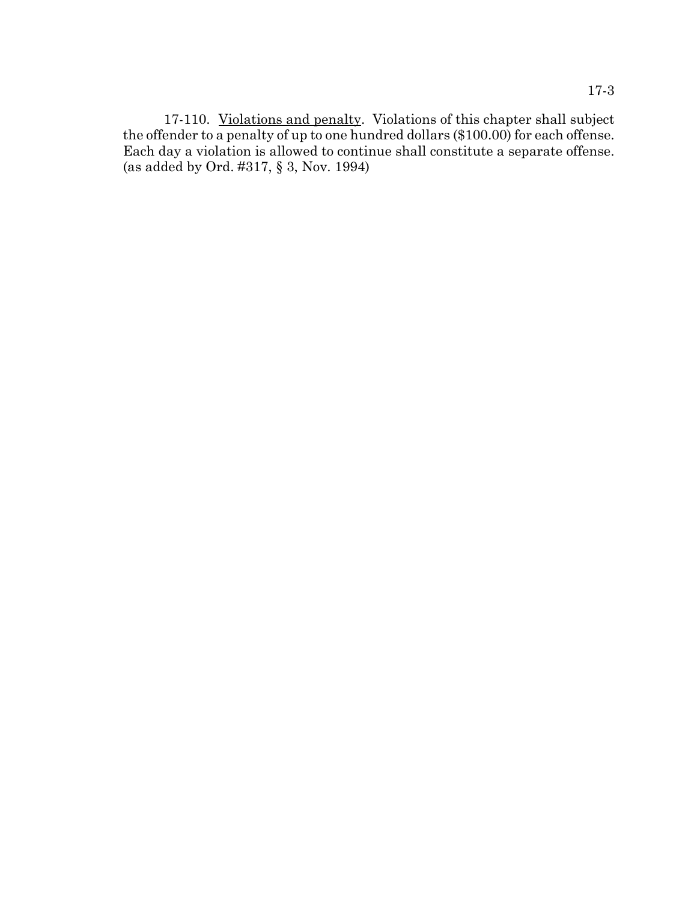17-110. Violations and penalty. Violations of this chapter shall subject the offender to a penalty of up to one hundred dollars ($100.00) for each offense. Each day a violation is allowed to continue shall constitute a separate offense. (as added by Ord. #317, § 3, Nov. 1994)